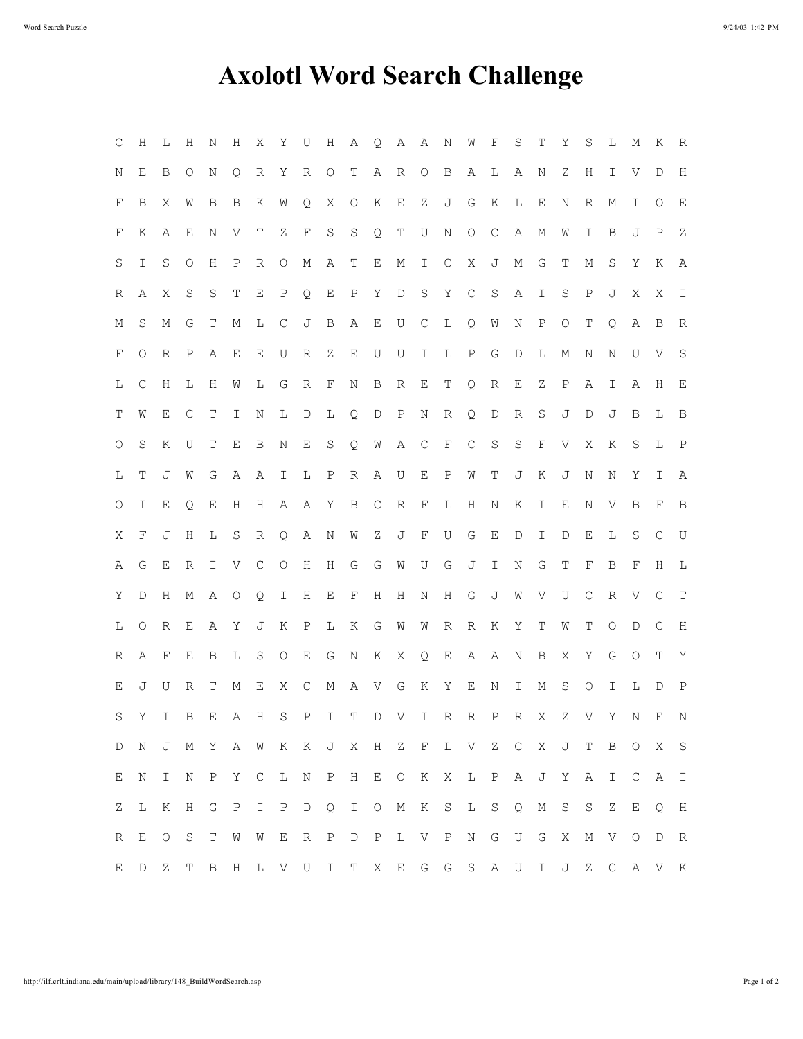# Axolotl Word Search Challenge

```
C H L H N H X Y U H A Q A A N W F S T Y S L M K R
N E B O N Q R Y R O T A R O B A L A N Z H I V D H
F B X W B B K W Q X O K E Z J G K L E N R M I O E
F K A E N V T Z F S S Q T U N O C A M W I B J P Z
S I S O H P R O M A T E M I C X J M G T M S Y K A
R A X S S T E P Q E P Y D S Y C S A I S P J X X I
M S M G T M L C J B A E U C L Q W N P O T Q A B R
F O R P A E E U R Z E U U I L P G D L M N N U V S
L C H L H W L G R F N B R E T Q R E Z P A I A H E
T W E C T I N L D L Q D P N R Q D R S J D J B L B
O S K U T E B N E S Q W A C F C S S F V X K S L P
L T J W G A A I L P R A U E P W T J K J N N Y I A
O I E Q E H H A A Y B C R F L H N K I E N V B F B
X F J H L S R Q A N W Z J F U G E D I D E L S C U
A G E R I V C O H H G G W U G J I N G T F B F H L
Y D H M A O Q I H E F H H N H G J W V U C R V C T
L O R E A Y J K P L K G W W R R K Y T W T O D C H
R A F E B L S O E G N K X Q E A A N B X Y G O T Y
E J U R T M E X C M A V G K Y E N I M S O I L D P
S Y I B E A H S P I T D V I R R P R X Z V Y N E N
D N J M Y A W K K J X H Z F L V Z C X J T B O X S
E N I N P Y C L N P H E O K X L P A J Y A I C A I
Z L K H G P I P D Q I O M K S L S Q M S S Z E Q H
R E O S T W W E R P D P L V P N G U G X M V O D R
E D Z T B H L V U I T X E G G S A U I J Z C A V K
```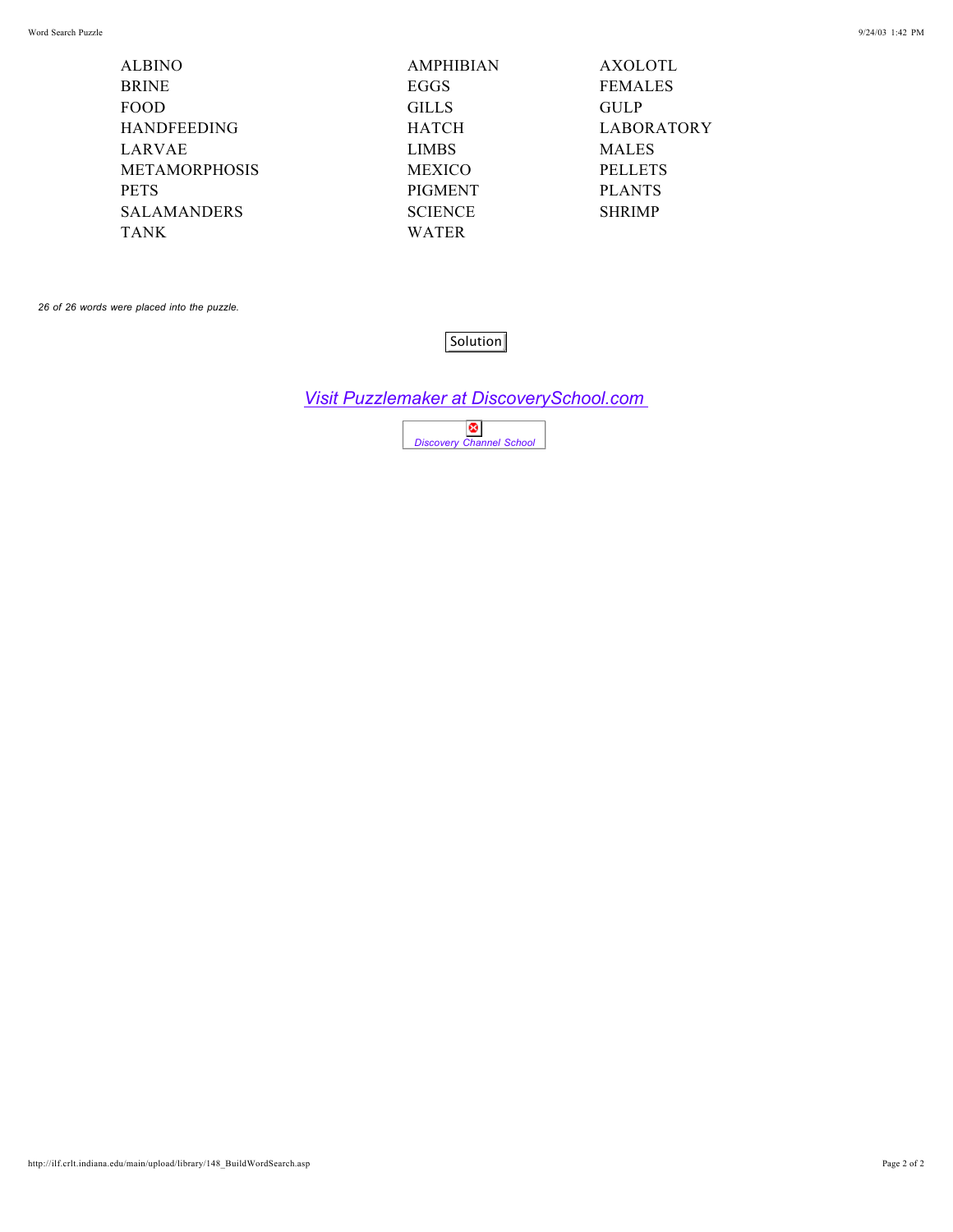| | | |
|---|---|---|
| ALBINO | AMPHIBIAN | AXOLOTL |
| BRINE | EGGS | FEMALES |
| FOOD | GILLS | GULP |
| HANDFEEDING | HATCH | LABORATORY |
| LARVAE | LIMBS | MALES |
| METAMORPHOSIS | MEXICO | PELLETS |
| PETS | PIGMENT | PLANTS |
| SALAMANDERS | SCIENCE | SHRIMP |
| TANK | WATER | |

*26 of 26 words were placed into the puzzle.*

Solution

*Visit Puzzlemaker at DiscoverySchool.com*

*Discovery Channel School*